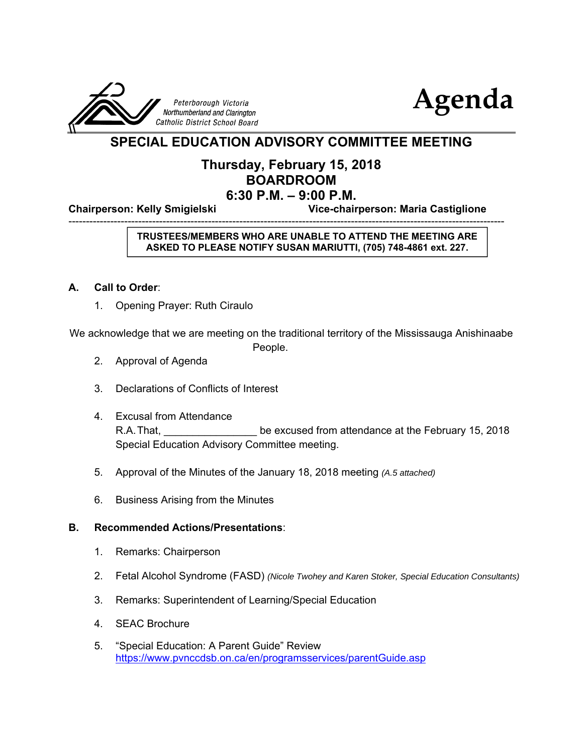Peterborough Victoria
Northumberland and Clarington
Catholic District School Board

# Agenda

## SPECIAL EDUCATION ADVISORY COMMITTEE MEETING

### Thursday, February 15, 2018
### BOARDROOM
### 6:30 P.M. – 9:00 P.M.

**Chairperson: Kelly Smigielski** **Vice-chairperson: Maria Castiglione**

---

**TRUSTEES/MEMBERS WHO ARE UNABLE TO ATTEND THE MEETING ARE ASKED TO PLEASE NOTIFY SUSAN MARIUTTI, (705) 748-4861 ext. 227.**

**A. Call to Order**:

1. Opening Prayer: Ruth Ciraulo

We acknowledge that we are meeting on the traditional territory of the Mississauga Anishinaabe People.

2. Approval of Agenda

3. Declarations of Conflicts of Interest

4. Excusal from Attendance
   R.A. That, ________________ be excused from attendance at the February 15, 2018 Special Education Advisory Committee meeting.

5. Approval of the Minutes of the January 18, 2018 meeting *(A.5 attached)*

6. Business Arising from the Minutes

**B. Recommended Actions/Presentations**:

1. Remarks: Chairperson

2. Fetal Alcohol Syndrome (FASD) *(Nicole Twohey and Karen Stoker, Special Education Consultants)*

3. Remarks: Superintendent of Learning/Special Education

4. SEAC Brochure

5. "Special Education: A Parent Guide" Review
   https://www.pvnccdsb.on.ca/en/programsservices/parentGuide.asp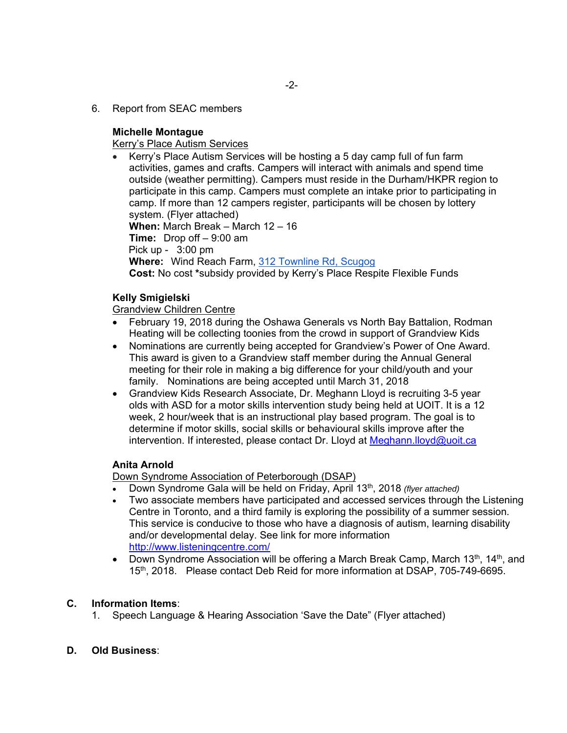6. Report from SEAC members

**Michelle Montague**

Kerry's Place Autism Services

- Kerry's Place Autism Services will be hosting a 5 day camp full of fun farm activities, games and crafts. Campers will interact with animals and spend time outside (weather permitting). Campers must reside in the Durham/HKPR region to participate in this camp. Campers must complete an intake prior to participating in camp. If more than 12 campers register, participants will be chosen by lottery system. (Flyer attached)
  **When:** March Break – March 12 – 16
  **Time:** Drop off – 9:00 am
  Pick up - 3:00 pm
  **Where:** Wind Reach Farm, 312 Townline Rd, Scugog
  **Cost:** No cost *subsidy provided by Kerry's Place Respite Flexible Funds

**Kelly Smigielski**

Grandview Children Centre

- February 19, 2018 during the Oshawa Generals vs North Bay Battalion, Rodman Heating will be collecting toonies from the crowd in support of Grandview Kids
- Nominations are currently being accepted for Grandview's Power of One Award. This award is given to a Grandview staff member during the Annual General meeting for their role in making a big difference for your child/youth and your family. Nominations are being accepted until March 31, 2018
- Grandview Kids Research Associate, Dr. Meghann Lloyd is recruiting 3-5 year olds with ASD for a motor skills intervention study being held at UOIT. It is a 12 week, 2 hour/week that is an instructional play based program. The goal is to determine if motor skills, social skills or behavioural skills improve after the intervention. If interested, please contact Dr. Lloyd at Meghann.lloyd@uoit.ca

**Anita Arnold**

Down Syndrome Association of Peterborough (DSAP)

- Down Syndrome Gala will be held on Friday, April 13th, 2018 *(flyer attached)*
- Two associate members have participated and accessed services through the Listening Centre in Toronto, and a third family is exploring the possibility of a summer session. This service is conducive to those who have a diagnosis of autism, learning disability and/or developmental delay. See link for more information http://www.listeningcentre.com/
- Down Syndrome Association will be offering a March Break Camp, March 13th, 14th, and 15th, 2018. Please contact Deb Reid for more information at DSAP, 705-749-6695.

**C. Information Items**:

1. Speech Language & Hearing Association 'Save the Date" (Flyer attached)

**D. Old Business**: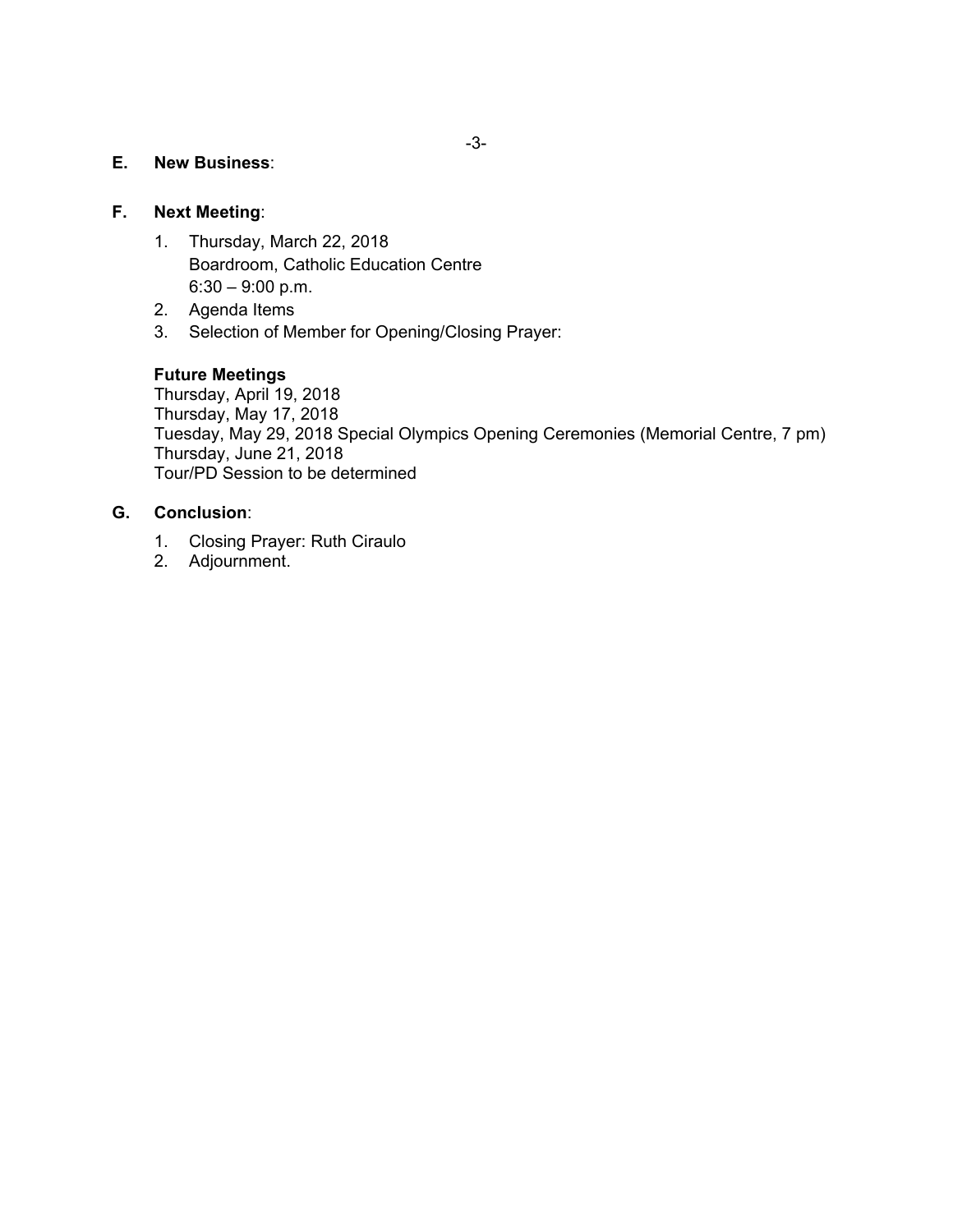**E. New Business**:

**F. Next Meeting**:

1. Thursday, March 22, 2018
   Boardroom, Catholic Education Centre
   6:30 – 9:00 p.m.
2. Agenda Items
3. Selection of Member for Opening/Closing Prayer:

**Future Meetings**
Thursday, April 19, 2018
Thursday, May 17, 2018
Tuesday, May 29, 2018 Special Olympics Opening Ceremonies (Memorial Centre, 7 pm)
Thursday, June 21, 2018
Tour/PD Session to be determined

**G. Conclusion**:

1. Closing Prayer: Ruth Ciraulo
2. Adjournment.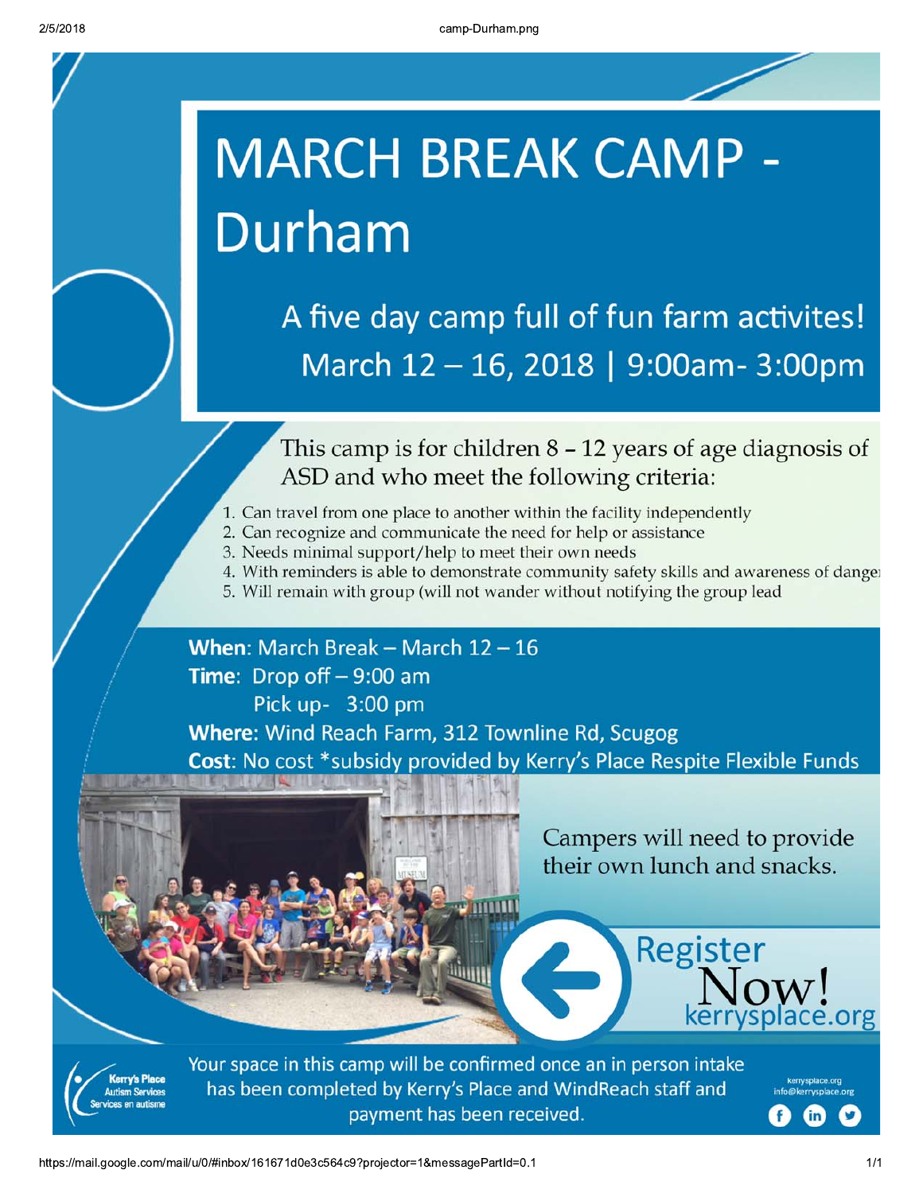# MARCH BREAK CAMP - Durham

## A five day camp full of fun farm activites!

## March 12 – 16, 2018 | 9:00am- 3:00pm

This camp is for children 8 – 12 years of age diagnosis of ASD and who meet the following criteria:

1. Can travel from one place to another within the facility independently
2. Can recognize and communicate the need for help or assistance
3. Needs minimal support/help to meet their own needs
4. With reminders is able to demonstrate community safety skills and awareness of dange
5. Will remain with group (will not wander without notifying the group lead

**When**: March Break – March 12 – 16
**Time**: Drop off – 9:00 am
Pick up- 3:00 pm
**Where**: Wind Reach Farm, 312 Townline Rd, Scugog
**Cost**: No cost *subsidy provided by Kerry's Place Respite Flexible Funds

Campers will need to provide their own lunch and snacks.

Register Now!
kerrysplace.org

Your space in this camp will be confirmed once an in person intake has been completed by Kerry's Place and WindReach staff and payment has been received.

Kerry's Place Autism Services
Services en autisme

kerrysplace.org
info@kerrysplace.org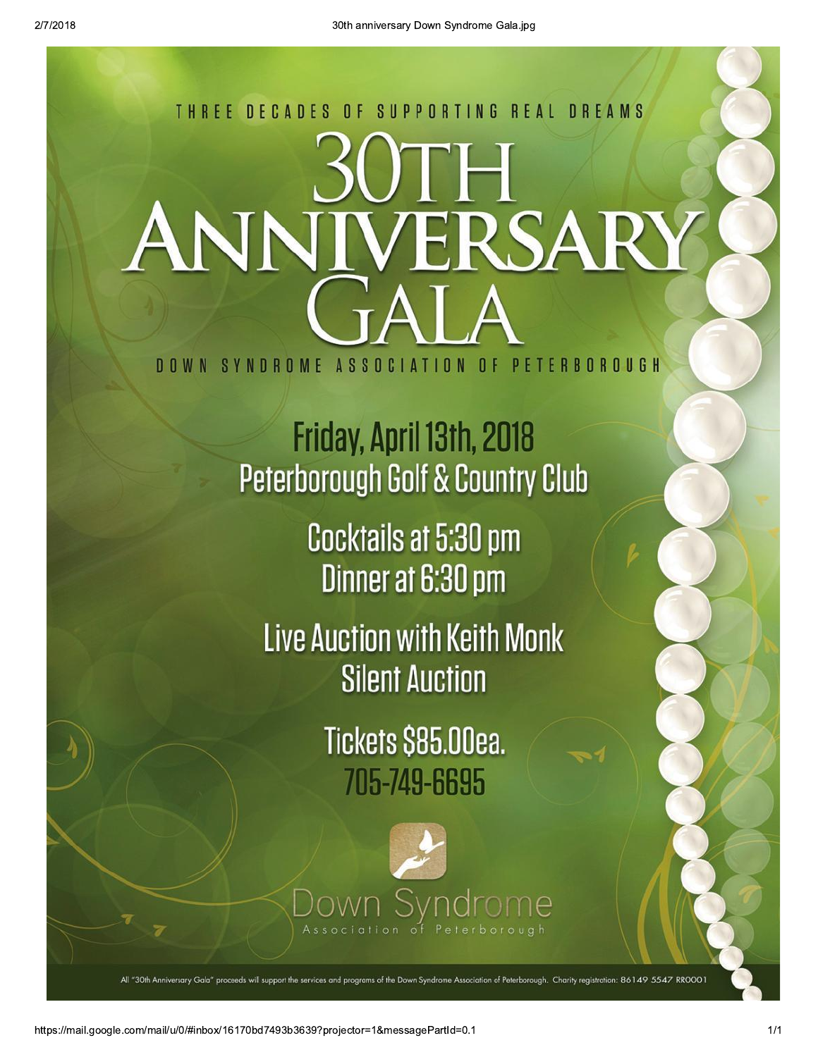THREE DECADES OF SUPPORTING REAL DREAMS

# 30TH ANNIVERSARY GALA

DOWN SYNDROME ASSOCIATION OF PETERBOROUGH

## Friday, April 13th, 2018
## Peterborough Golf & Country Club

Cocktails at 5:30 pm
Dinner at 6:30 pm

Live Auction with Keith Monk
Silent Auction

Tickets $85.00ea.
705-749-6695

Down Syndrome
Association of Peterborough

All "30th Anniversary Gala" proceeds will support the services and programs of the Down Syndrome Association of Peterborough. Charity registration: 86149 5547 RR0001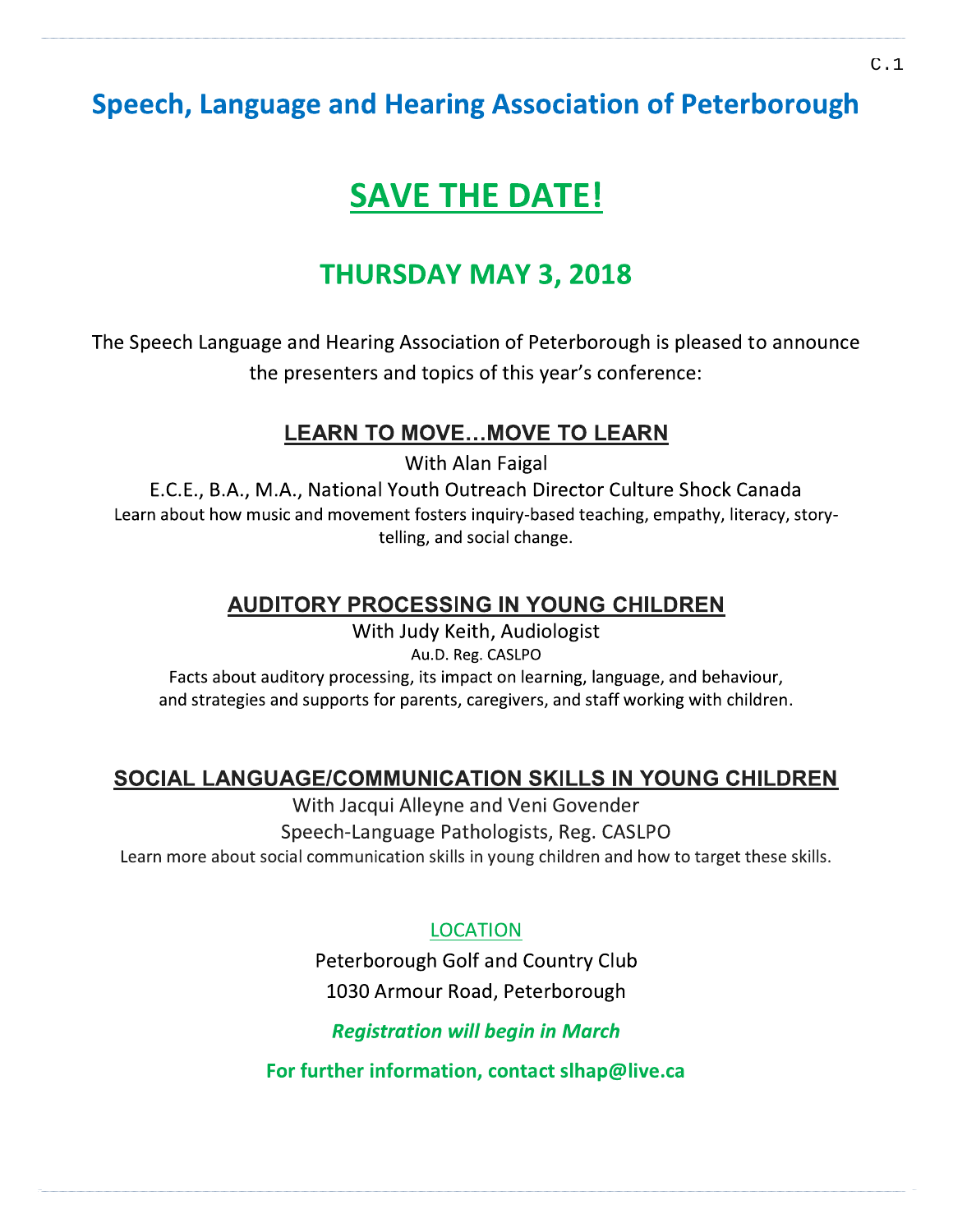# Speech, Language and Hearing Association of Peterborough

## SAVE THE DATE!

## THURSDAY MAY 3, 2018

The Speech Language and Hearing Association of Peterborough is pleased to announce the presenters and topics of this year's conference:

### LEARN TO MOVE…MOVE TO LEARN

With Alan Faigal

E.C.E., B.A., M.A., National Youth Outreach Director Culture Shock Canada

Learn about how music and movement fosters inquiry-based teaching, empathy, literacy, story-telling, and social change.

### AUDITORY PROCESSING IN YOUNG CHILDREN

With Judy Keith, Audiologist

Au.D. Reg. CASLPO

Facts about auditory processing, its impact on learning, language, and behaviour, and strategies and supports for parents, caregivers, and staff working with children.

### SOCIAL LANGUAGE/COMMUNICATION SKILLS IN YOUNG CHILDREN

With Jacqui Alleyne and Veni Govender

Speech-Language Pathologists, Reg. CASLPO

Learn more about social communication skills in young children and how to target these skills.

LOCATION

Peterborough Golf and Country Club

1030 Armour Road, Peterborough

***Registration will begin in March***

**For further information, contact slhap@live.ca**